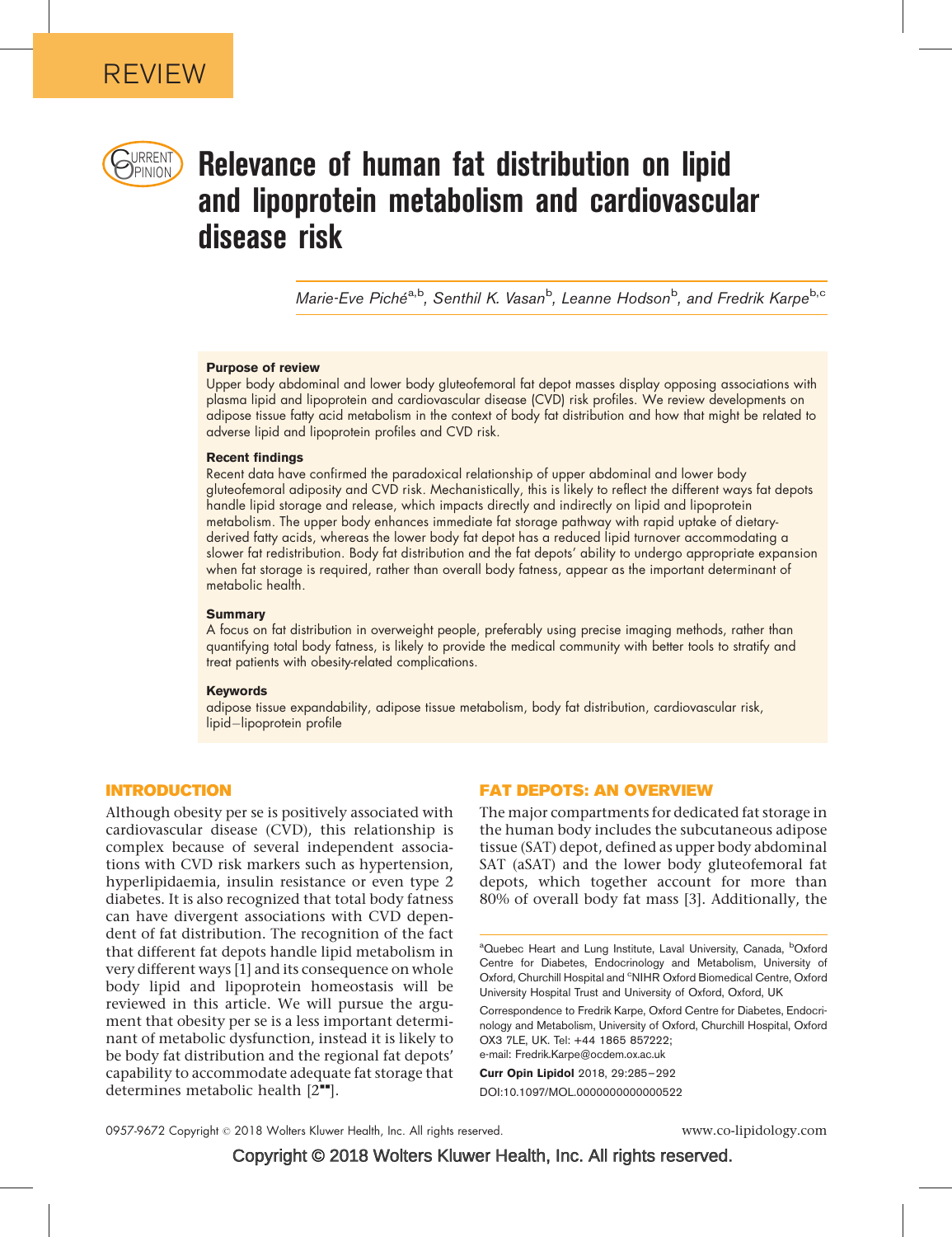REVIEW

# Relevance of human fat distribution on lipid and lipoprotein metabolism and cardiovascular disease risk

*Marie-Eve Piché[a,b], Senthil K. Vasan[b], Leanne Hodson[b], and Fredrik Karpe[b,c]*

### Purpose of review

Upper body abdominal and lower body gluteofemoral fat depot masses display opposing associations with plasma lipid and lipoprotein and cardiovascular disease (CVD) risk profiles. We review developments on adipose tissue fatty acid metabolism in the context of body fat distribution and how that might be related to adverse lipid and lipoprotein profiles and CVD risk.

### Recent findings

Recent data have confirmed the paradoxical relationship of upper abdominal and lower body gluteofemoral adiposity and CVD risk. Mechanistically, this is likely to reflect the different ways fat depots handle lipid storage and release, which impacts directly and indirectly on lipid and lipoprotein metabolism. The upper body enhances immediate fat storage pathway with rapid uptake of dietary-derived fatty acids, whereas the lower body fat depot has a reduced lipid turnover accommodating a slower fat redistribution. Body fat distribution and the fat depots' ability to undergo appropriate expansion when fat storage is required, rather than overall body fatness, appear as the important determinant of metabolic health.

### Summary

A focus on fat distribution in overweight people, preferably using precise imaging methods, rather than quantifying total body fatness, is likely to provide the medical community with better tools to stratify and treat patients with obesity-related complications.

### Keywords

adipose tissue expandability, adipose tissue metabolism, body fat distribution, cardiovascular risk, lipid–lipoprotein profile

## INTRODUCTION

Although obesity per se is positively associated with cardiovascular disease (CVD), this relationship is complex because of several independent associations with CVD risk markers such as hypertension, hyperlipidaemia, insulin resistance or even type 2 diabetes. It is also recognized that total body fatness can have divergent associations with CVD dependent of fat distribution. The recognition of the fact that different fat depots handle lipid metabolism in very different ways [1] and its consequence on whole body lipid and lipoprotein homeostasis will be reviewed in this article. We will pursue the argument that obesity per se is a less important determinant of metabolic dysfunction, instead it is likely to be body fat distribution and the regional fat depots' capability to accommodate adequate fat storage that determines metabolic health [2■■].

## FAT DEPOTS: AN OVERVIEW

The major compartments for dedicated fat storage in the human body includes the subcutaneous adipose tissue (SAT) depot, defined as upper body abdominal SAT (aSAT) and the lower body gluteofemoral fat depots, which together account for more than 80% of overall body fat mass [3]. Additionally, the

[a]Quebec Heart and Lung Institute, Laval University, Canada, [b]Oxford Centre for Diabetes, Endocrinology and Metabolism, University of Oxford, Churchill Hospital and [c]NIHR Oxford Biomedical Centre, Oxford University Hospital Trust and University of Oxford, Oxford, UK

Correspondence to Fredrik Karpe, Oxford Centre for Diabetes, Endocrinology and Metabolism, University of Oxford, Churchill Hospital, Oxford OX3 7LE, UK. Tel: +44 1865 857222; e-mail: Fredrik.Karpe@ocdem.ox.ac.uk

**Curr Opin Lipidol** 2018, 29:285–292

DOI:10.1097/MOL.0000000000000522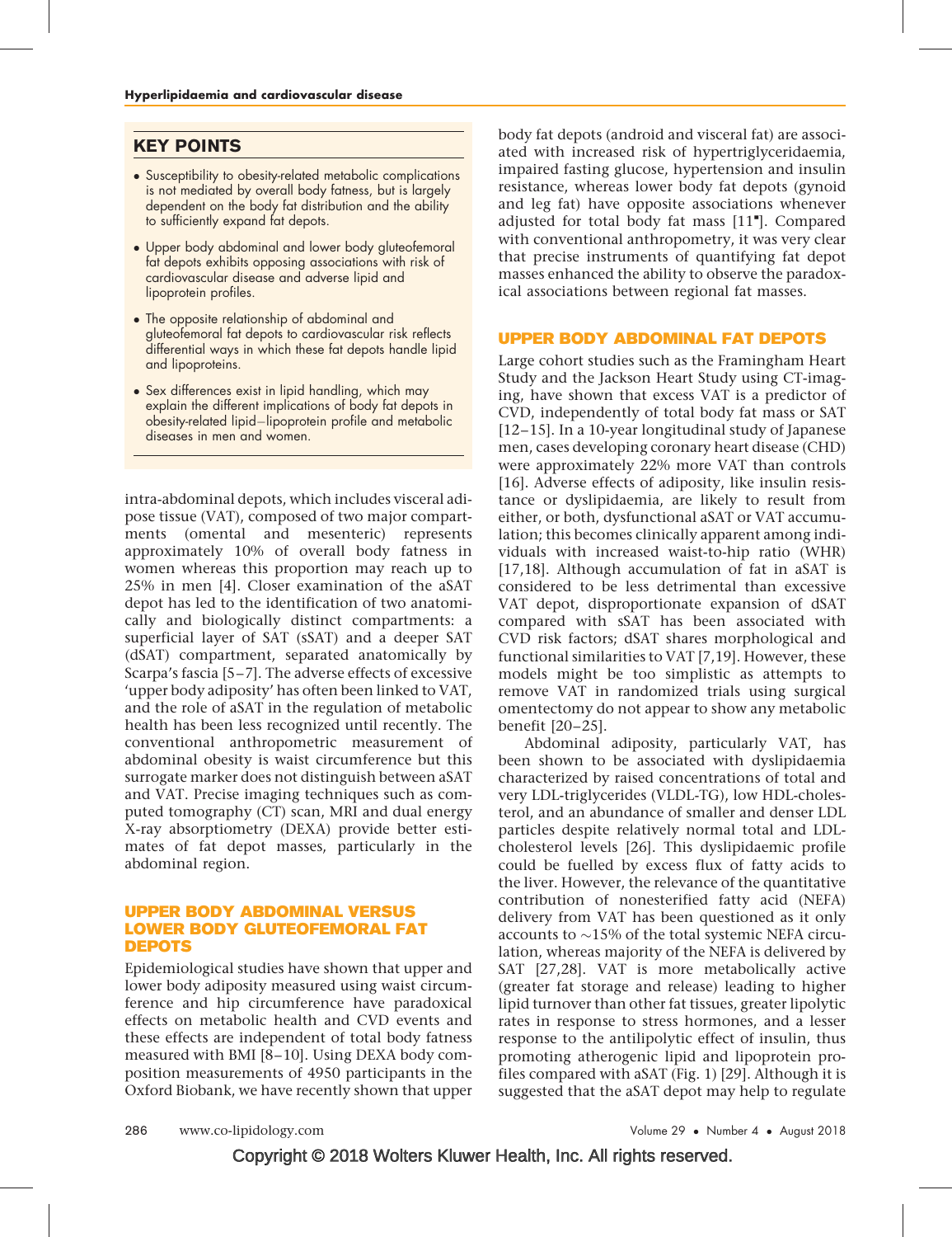## KEY POINTS

- Susceptibility to obesity-related metabolic complications is not mediated by overall body fatness, but is largely dependent on the body fat distribution and the ability to sufficiently expand fat depots.
- Upper body abdominal and lower body gluteofemoral fat depots exhibits opposing associations with risk of cardiovascular disease and adverse lipid and lipoprotein profiles.
- The opposite relationship of abdominal and gluteofemoral fat depots to cardiovascular risk reflects differential ways in which these fat depots handle lipid and lipoproteins.
- Sex differences exist in lipid handling, which may explain the different implications of body fat depots in obesity-related lipid–lipoprotein profile and metabolic diseases in men and women.

intra-abdominal depots, which includes visceral adipose tissue (VAT), composed of two major compartments (omental and mesenteric) represents approximately 10% of overall body fatness in women whereas this proportion may reach up to 25% in men [4]. Closer examination of the aSAT depot has led to the identification of two anatomically and biologically distinct compartments: a superficial layer of SAT (sSAT) and a deeper SAT (dSAT) compartment, separated anatomically by Scarpa's fascia [5–7]. The adverse effects of excessive 'upper body adiposity' has often been linked to VAT, and the role of aSAT in the regulation of metabolic health has been less recognized until recently. The conventional anthropometric measurement of abdominal obesity is waist circumference but this surrogate marker does not distinguish between aSAT and VAT. Precise imaging techniques such as computed tomography (CT) scan, MRI and dual energy X-ray absorptiometry (DEXA) provide better estimates of fat depot masses, particularly in the abdominal region.

## UPPER BODY ABDOMINAL VERSUS LOWER BODY GLUTEOFEMORAL FAT DEPOTS

Epidemiological studies have shown that upper and lower body adiposity measured using waist circumference and hip circumference have paradoxical effects on metabolic health and CVD events and these effects are independent of total body fatness measured with BMI [8–10]. Using DEXA body composition measurements of 4950 participants in the Oxford Biobank, we have recently shown that upper body fat depots (android and visceral fat) are associated with increased risk of hypertriglyceridaemia, impaired fasting glucose, hypertension and insulin resistance, whereas lower body fat depots (gynoid and leg fat) have opposite associations whenever adjusted for total body fat mass [11▪]. Compared with conventional anthropometry, it was very clear that precise instruments of quantifying fat depot masses enhanced the ability to observe the paradoxical associations between regional fat masses.

## UPPER BODY ABDOMINAL FAT DEPOTS

Large cohort studies such as the Framingham Heart Study and the Jackson Heart Study using CT-imaging, have shown that excess VAT is a predictor of CVD, independently of total body fat mass or SAT [12–15]. In a 10-year longitudinal study of Japanese men, cases developing coronary heart disease (CHD) were approximately 22% more VAT than controls [16]. Adverse effects of adiposity, like insulin resistance or dyslipidaemia, are likely to result from either, or both, dysfunctional aSAT or VAT accumulation; this becomes clinically apparent among individuals with increased waist-to-hip ratio (WHR) [17,18]. Although accumulation of fat in aSAT is considered to be less detrimental than excessive VAT depot, disproportionate expansion of dSAT compared with sSAT has been associated with CVD risk factors; dSAT shares morphological and functional similarities to VAT [7,19]. However, these models might be too simplistic as attempts to remove VAT in randomized trials using surgical omentectomy do not appear to show any metabolic benefit [20–25].

Abdominal adiposity, particularly VAT, has been shown to be associated with dyslipidaemia characterized by raised concentrations of total and very LDL-triglycerides (VLDL-TG), low HDL-cholesterol, and an abundance of smaller and denser LDL particles despite relatively normal total and LDL-cholesterol levels [26]. This dyslipidaemic profile could be fuelled by excess flux of fatty acids to the liver. However, the relevance of the quantitative contribution of nonesterified fatty acid (NEFA) delivery from VAT has been questioned as it only accounts to ~15% of the total systemic NEFA circulation, whereas majority of the NEFA is delivered by SAT [27,28]. VAT is more metabolically active (greater fat storage and release) leading to higher lipid turnover than other fat tissues, greater lipolytic rates in response to stress hormones, and a lesser response to the antilipolytic effect of insulin, thus promoting atherogenic lipid and lipoprotein profiles compared with aSAT (Fig. 1) [29]. Although it is suggested that the aSAT depot may help to regulate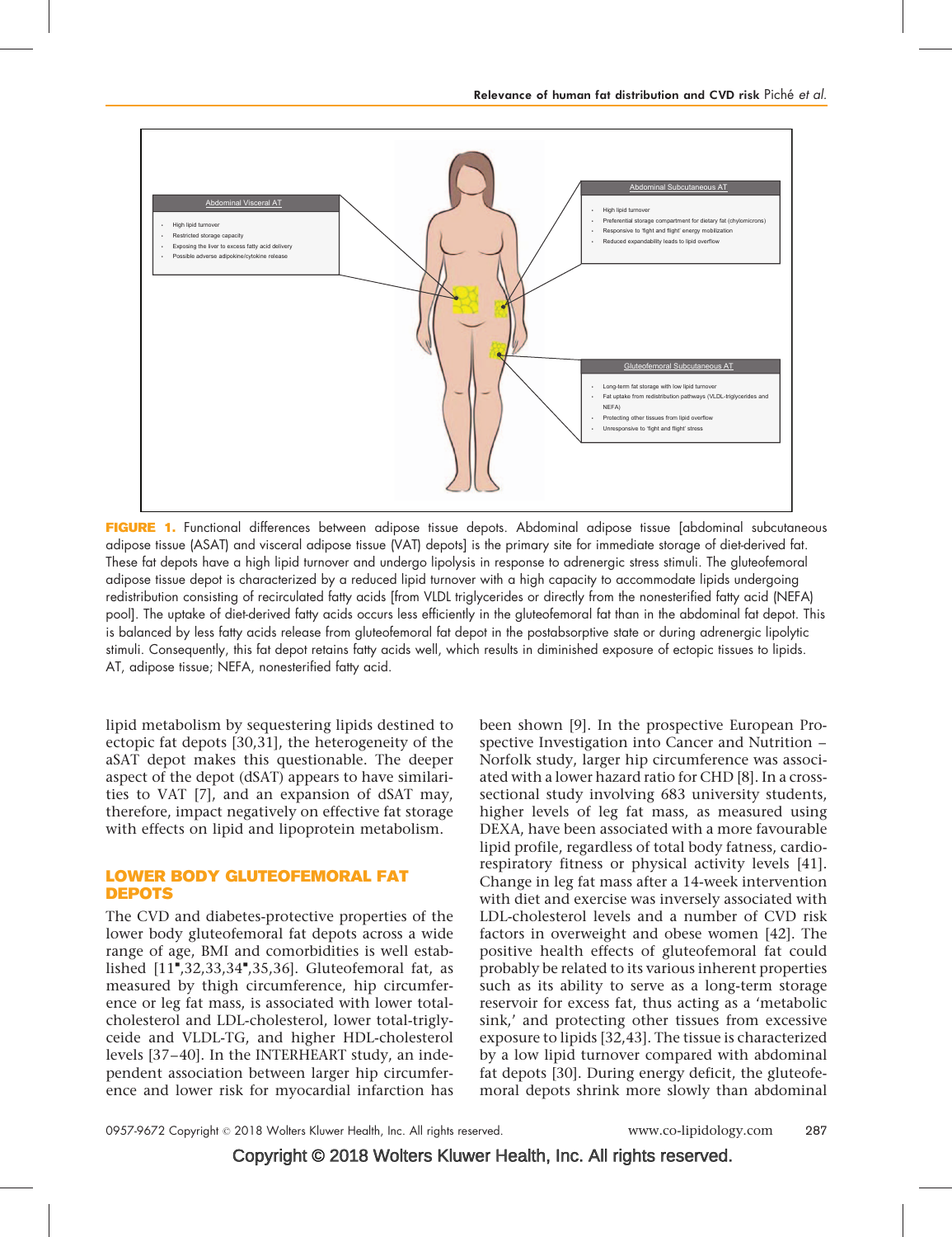**Abdominal Visceral AT**

- High lipid turnover
- Restricted storage capacity
- Exposing the liver to excess fatty acid delivery
- Possible adverse adipokine/cytokine release

**Abdominal Subcutaneous AT**

- High lipid turnover
- Preferential storage compartment for dietary fat (chylomicrons)
- Responsive to 'fight and flight' energy mobilization
- Reduced expandability leads to lipid overflow

**Gluteofemoral Subcutaneous AT**

- Long-term fat storage with low lipid turnover
- Fat uptake from redistribution pathways (VLDL-triglycerides and NEFA)
- Protecting other tissues from lipid overflow
- Unresponsive to 'fight and flight' stress

**FIGURE 1.** Functional differences between adipose tissue depots. Abdominal adipose tissue [abdominal subcutaneous adipose tissue (ASAT) and visceral adipose tissue (VAT) depots] is the primary site for immediate storage of diet-derived fat. These fat depots have a high lipid turnover and undergo lipolysis in response to adrenergic stress stimuli. The gluteofemoral adipose tissue depot is characterized by a reduced lipid turnover with a high capacity to accommodate lipids undergoing redistribution consisting of recirculated fatty acids [from VLDL triglycerides or directly from the nonesterified fatty acid (NEFA) pool]. The uptake of diet-derived fatty acids occurs less efficiently in the gluteofemoral fat than in the abdominal fat depot. This is balanced by less fatty acids release from gluteofemoral fat depot in the postabsorptive state or during adrenergic lipolytic stimuli. Consequently, this fat depot retains fatty acids well, which results in diminished exposure of ectopic tissues to lipids. AT, adipose tissue; NEFA, nonesterified fatty acid.

lipid metabolism by sequestering lipids destined to ectopic fat depots [30,31], the heterogeneity of the aSAT depot makes this questionable. The deeper aspect of the depot (dSAT) appears to have similarities to VAT [7], and an expansion of dSAT may, therefore, impact negatively on effective fat storage with effects on lipid and lipoprotein metabolism.

## LOWER BODY GLUTEOFEMORAL FAT DEPOTS

The CVD and diabetes-protective properties of the lower body gluteofemoral fat depots across a wide range of age, BMI and comorbidities is well established [11▪,32,33,34▪,35,36]. Gluteofemoral fat, as measured by thigh circumference, hip circumference or leg fat mass, is associated with lower total-cholesterol and LDL-cholesterol, lower total-triglyceride and VLDL-TG, and higher HDL-cholesterol levels [37–40]. In the INTERHEART study, an independent association between larger hip circumference and lower risk for myocardial infarction has been shown [9]. In the prospective European Prospective Investigation into Cancer and Nutrition – Norfolk study, larger hip circumference was associated with a lower hazard ratio for CHD [8]. In a cross-sectional study involving 683 university students, higher levels of leg fat mass, as measured using DEXA, have been associated with a more favourable lipid profile, regardless of total body fatness, cardiorespiratory fitness or physical activity levels [41]. Change in leg fat mass after a 14-week intervention with diet and exercise was inversely associated with LDL-cholesterol levels and a number of CVD risk factors in overweight and obese women [42]. The positive health effects of gluteofemoral fat could probably be related to its various inherent properties such as its ability to serve as a long-term storage reservoir for excess fat, thus acting as a 'metabolic sink,' and protecting other tissues from excessive exposure to lipids [32,43]. The tissue is characterized by a low lipid turnover compared with abdominal fat depots [30]. During energy deficit, the gluteofemoral depots shrink more slowly than abdominal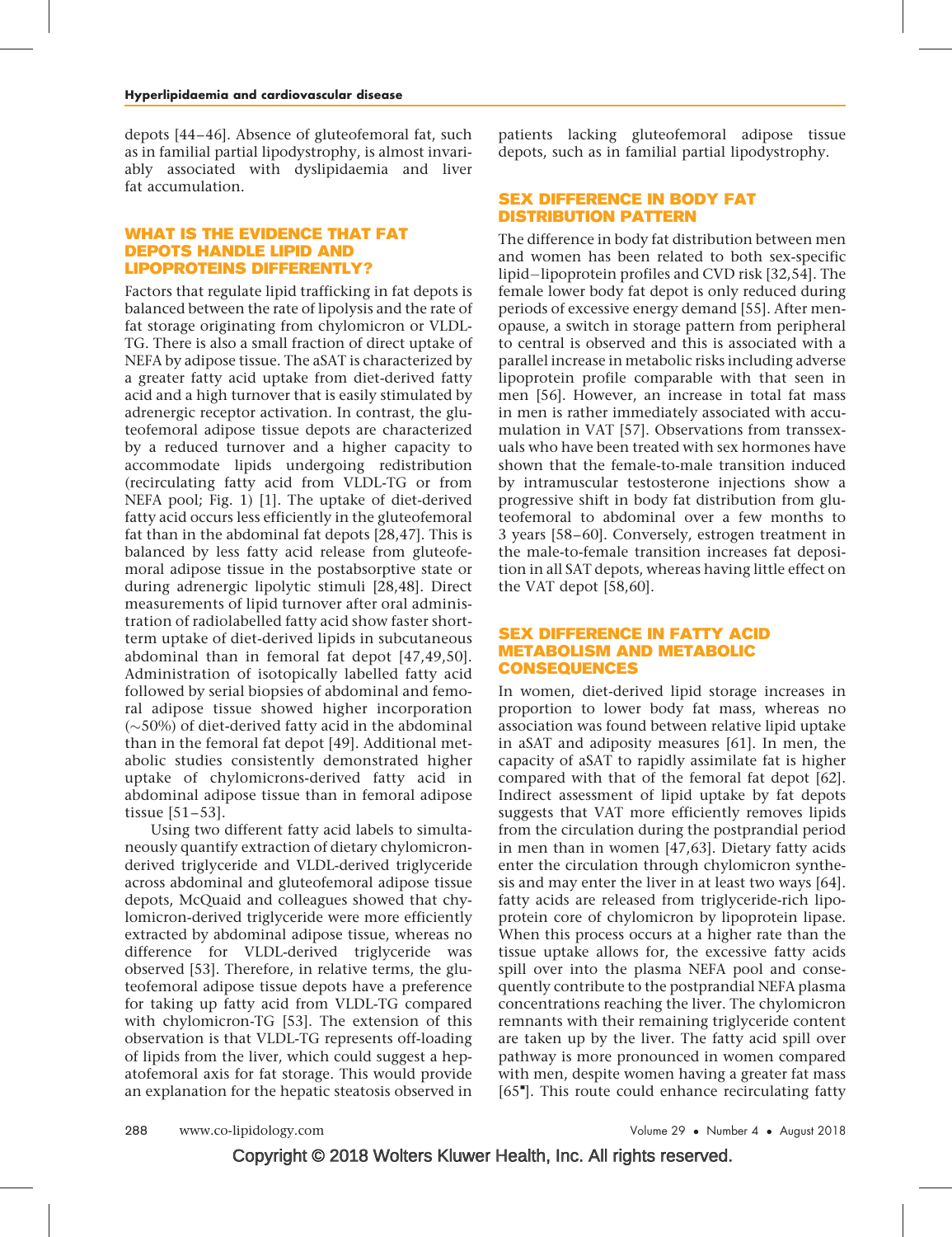depots [44–46]. Absence of gluteofemoral fat, such as in familial partial lipodystrophy, is almost invariably associated with dyslipidaemia and liver fat accumulation.

## WHAT IS THE EVIDENCE THAT FAT DEPOTS HANDLE LIPID AND LIPOPROTEINS DIFFERENTLY?

Factors that regulate lipid trafficking in fat depots is balanced between the rate of lipolysis and the rate of fat storage originating from chylomicron or VLDL-TG. There is also a small fraction of direct uptake of NEFA by adipose tissue. The aSAT is characterized by a greater fatty acid uptake from diet-derived fatty acid and a high turnover that is easily stimulated by adrenergic receptor activation. In contrast, the gluteofemoral adipose tissue depots are characterized by a reduced turnover and a higher capacity to accommodate lipids undergoing redistribution (recirculating fatty acid from VLDL-TG or from NEFA pool; Fig. 1) [1]. The uptake of diet-derived fatty acid occurs less efficiently in the gluteofemoral fat than in the abdominal fat depots [28,47]. This is balanced by less fatty acid release from gluteofemoral adipose tissue in the postabsorptive state or during adrenergic lipolytic stimuli [28,48]. Direct measurements of lipid turnover after oral administration of radiolabelled fatty acid show faster short-term uptake of diet-derived lipids in subcutaneous abdominal than in femoral fat depot [47,49,50]. Administration of isotopically labelled fatty acid followed by serial biopsies of abdominal and femoral adipose tissue showed higher incorporation (~50%) of diet-derived fatty acid in the abdominal than in the femoral fat depot [49]. Additional metabolic studies consistently demonstrated higher uptake of chylomicrons-derived fatty acid in abdominal adipose tissue than in femoral adipose tissue [51–53].

Using two different fatty acid labels to simultaneously quantify extraction of dietary chylomicron-derived triglyceride and VLDL-derived triglyceride across abdominal and gluteofemoral adipose tissue depots, McQuaid and colleagues showed that chylomicron-derived triglyceride were more efficiently extracted by abdominal adipose tissue, whereas no difference for VLDL-derived triglyceride was observed [53]. Therefore, in relative terms, the gluteofemoral adipose tissue depots have a preference for taking up fatty acid from VLDL-TG compared with chylomicron-TG [53]. The extension of this observation is that VLDL-TG represents off-loading of lipids from the liver, which could suggest a hepatofemoral axis for fat storage. This would provide an explanation for the hepatic steatosis observed in patients lacking gluteofemoral adipose tissue depots, such as in familial partial lipodystrophy.

## SEX DIFFERENCE IN BODY FAT DISTRIBUTION PATTERN

The difference in body fat distribution between men and women has been related to both sex-specific lipid–lipoprotein profiles and CVD risk [32,54]. The female lower body fat depot is only reduced during periods of excessive energy demand [55]. After menopause, a switch in storage pattern from peripheral to central is observed and this is associated with a parallel increase in metabolic risks including adverse lipoprotein profile comparable with that seen in men [56]. However, an increase in total fat mass in men is rather immediately associated with accumulation in VAT [57]. Observations from transsexuals who have been treated with sex hormones have shown that the female-to-male transition induced by intramuscular testosterone injections show a progressive shift in body fat distribution from gluteofemoral to abdominal over a few months to 3 years [58–60]. Conversely, estrogen treatment in the male-to-female transition increases fat deposition in all SAT depots, whereas having little effect on the VAT depot [58,60].

## SEX DIFFERENCE IN FATTY ACID METABOLISM AND METABOLIC CONSEQUENCES

In women, diet-derived lipid storage increases in proportion to lower body fat mass, whereas no association was found between relative lipid uptake in aSAT and adiposity measures [61]. In men, the capacity of aSAT to rapidly assimilate fat is higher compared with that of the femoral fat depot [62]. Indirect assessment of lipid uptake by fat depots suggests that VAT more efficiently removes lipids from the circulation during the postprandial period in men than in women [47,63]. Dietary fatty acids enter the circulation through chylomicron synthesis and may enter the liver in at least two ways [64]. fatty acids are released from triglyceride-rich lipoprotein core of chylomicron by lipoprotein lipase. When this process occurs at a higher rate than the tissue uptake allows for, the excessive fatty acids spill over into the plasma NEFA pool and consequently contribute to the postprandial NEFA plasma concentrations reaching the liver. The chylomicron remnants with their remaining triglyceride content are taken up by the liver. The fatty acid spill over pathway is more pronounced in women compared with men, despite women having a greater fat mass [65▪]. This route could enhance recirculating fatty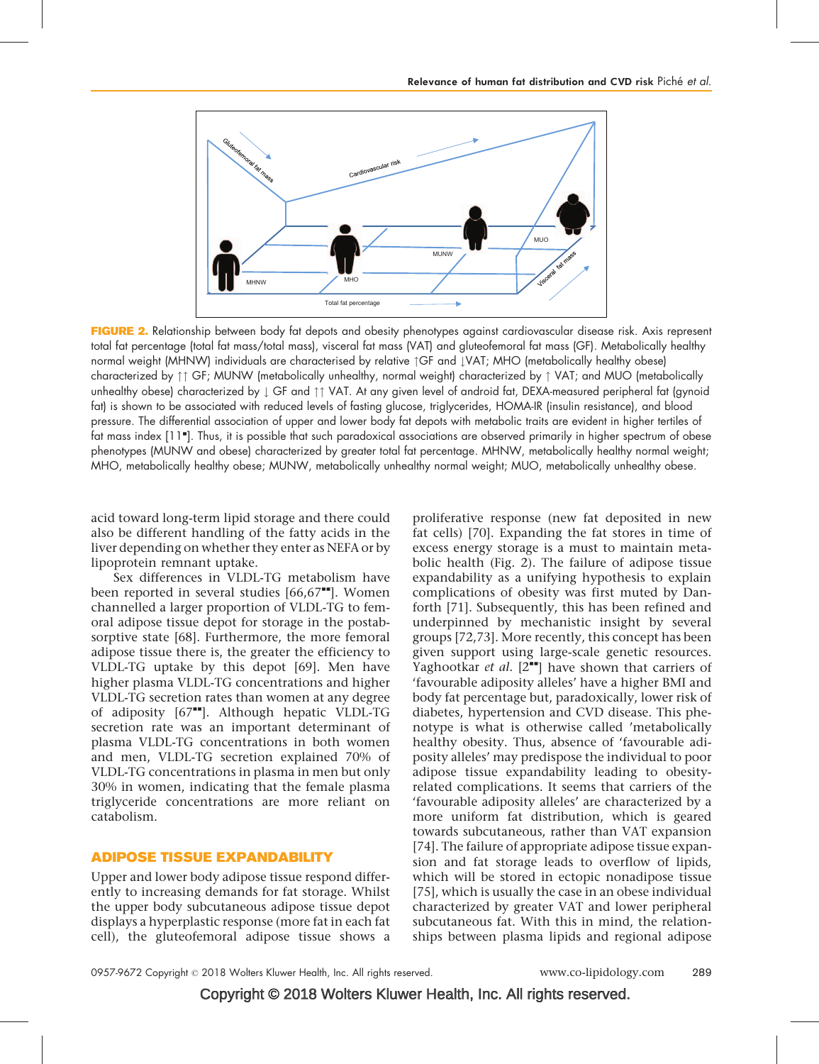**FIGURE 2.** Relationship between body fat depots and obesity phenotypes against cardiovascular disease risk. Axis represent total fat percentage (total fat mass/total mass), visceral fat mass (VAT) and gluteofemoral fat mass (GF). Metabolically healthy normal weight (MHNW) individuals are characterised by relative ↑GF and ↓VAT; MHO (metabolically healthy obese) characterized by ↑↑ GF; MUNW (metabolically unhealthy, normal weight) characterized by ↑ VAT; and MUO (metabolically unhealthy obese) characterized by ↓ GF and ↑↑ VAT. At any given level of android fat, DEXA-measured peripheral fat (gynoid fat) is shown to be associated with reduced levels of fasting glucose, triglycerides, HOMA-IR (insulin resistance), and blood pressure. The differential association of upper and lower body fat depots with metabolic traits are evident in higher tertiles of fat mass index [11▪]. Thus, it is possible that such paradoxical associations are observed primarily in higher spectrum of obese phenotypes (MUNW and obese) characterized by greater total fat percentage. MHNW, metabolically healthy normal weight; MHO, metabolically healthy obese; MUNW, metabolically unhealthy normal weight; MUO, metabolically unhealthy obese.

acid toward long-term lipid storage and there could also be different handling of the fatty acids in the liver depending on whether they enter as NEFA or by lipoprotein remnant uptake.

Sex differences in VLDL-TG metabolism have been reported in several studies [66,67▪▪]. Women channelled a larger proportion of VLDL-TG to femoral adipose tissue depot for storage in the postabsorptive state [68]. Furthermore, the more femoral adipose tissue there is, the greater the efficiency to VLDL-TG uptake by this depot [69]. Men have higher plasma VLDL-TG concentrations and higher VLDL-TG secretion rates than women at any degree of adiposity [67▪▪]. Although hepatic VLDL-TG secretion rate was an important determinant of plasma VLDL-TG concentrations in both women and men, VLDL-TG secretion explained 70% of VLDL-TG concentrations in plasma in men but only 30% in women, indicating that the female plasma triglyceride concentrations are more reliant on catabolism.

## ADIPOSE TISSUE EXPANDABILITY

Upper and lower body adipose tissue respond differently to increasing demands for fat storage. Whilst the upper body subcutaneous adipose tissue depot displays a hyperplastic response (more fat in each fat cell), the gluteofemoral adipose tissue shows a proliferative response (new fat deposited in new fat cells) [70]. Expanding the fat stores in time of excess energy storage is a must to maintain metabolic health (Fig. 2). The failure of adipose tissue expandability as a unifying hypothesis to explain complications of obesity was first muted by Danforth [71]. Subsequently, this has been refined and underpinned by mechanistic insight by several groups [72,73]. More recently, this concept has been given support using large-scale genetic resources. Yaghootkar *et al.* [2▪▪] have shown that carriers of 'favourable adiposity alleles' have a higher BMI and body fat percentage but, paradoxically, lower risk of diabetes, hypertension and CVD disease. This phenotype is what is otherwise called 'metabolically healthy obesity. Thus, absence of 'favourable adiposity alleles' may predispose the individual to poor adipose tissue expandability leading to obesity-related complications. It seems that carriers of the 'favourable adiposity alleles' are characterized by a more uniform fat distribution, which is geared towards subcutaneous, rather than VAT expansion [74]. The failure of appropriate adipose tissue expansion and fat storage leads to overflow of lipids, which will be stored in ectopic nonadipose tissue [75], which is usually the case in an obese individual characterized by greater VAT and lower peripheral subcutaneous fat. With this in mind, the relationships between plasma lipids and regional adipose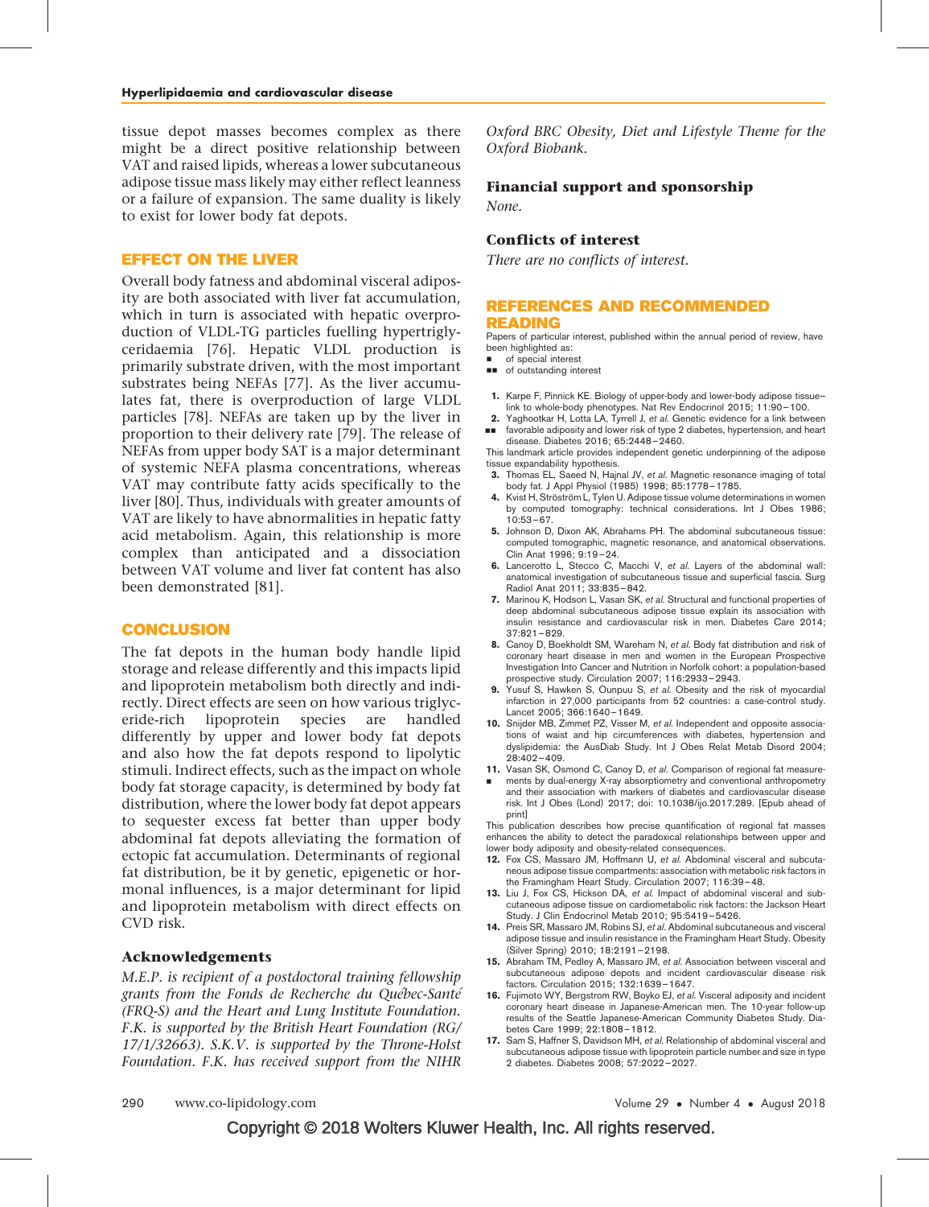tissue depot masses becomes complex as there might be a direct positive relationship between VAT and raised lipids, whereas a lower subcutaneous adipose tissue mass likely may either reflect leanness or a failure of expansion. The same duality is likely to exist for lower body fat depots.

## EFFECT ON THE LIVER

Overall body fatness and abdominal visceral adiposity are both associated with liver fat accumulation, which in turn is associated with hepatic overproduction of VLDL-TG particles fuelling hypertriglyceridaemia [76]. Hepatic VLDL production is primarily substrate driven, with the most important substrates being NEFAs [77]. As the liver accumulates fat, there is overproduction of large VLDL particles [78]. NEFAs are taken up by the liver in proportion to their delivery rate [79]. The release of NEFAs from upper body SAT is a major determinant of systemic NEFA plasma concentrations, whereas VAT may contribute fatty acids specifically to the liver [80]. Thus, individuals with greater amounts of VAT are likely to have abnormalities in hepatic fatty acid metabolism. Again, this relationship is more complex than anticipated and a dissociation between VAT volume and liver fat content has also been demonstrated [81].

## CONCLUSION

The fat depots in the human body handle lipid storage and release differently and this impacts lipid and lipoprotein metabolism both directly and indirectly. Direct effects are seen on how various triglyceride-rich lipoprotein species are handled differently by upper and lower body fat depots and also how the fat depots respond to lipolytic stimuli. Indirect effects, such as the impact on whole body fat storage capacity, is determined by body fat distribution, where the lower body fat depot appears to sequester excess fat better than upper body abdominal fat depots alleviating the formation of ectopic fat accumulation. Determinants of regional fat distribution, be it by genetic, epigenetic or hormonal influences, is a major determinant for lipid and lipoprotein metabolism with direct effects on CVD risk.

### Acknowledgements

*M.E.P. is recipient of a postdoctoral training fellowship grants from the Fonds de Recherche du Québec-Santé (FRQ-S) and the Heart and Lung Institute Foundation. F.K. is supported by the British Heart Foundation (RG/17/1/32663). S.K.V. is supported by the Throne-Holst Foundation. F.K. has received support from the NIHR Oxford BRC Obesity, Diet and Lifestyle Theme for the Oxford Biobank.*

### Financial support and sponsorship

*None.*

### Conflicts of interest

*There are no conflicts of interest.*

## REFERENCES AND RECOMMENDED READING

Papers of particular interest, published within the annual period of review, have been highlighted as:

- ■ of special interest
- ■■ of outstanding interest

1. Karpe F, Pinnick KE. Biology of upper-body and lower-body adipose tissue–link to whole-body phenotypes. Nat Rev Endocrinol 2015; 11:90–100.
2. ■■ Yaghootkar H, Lotta LA, Tyrrell J, *et al.* Genetic evidence for a link between favorable adiposity and lower risk of type 2 diabetes, hypertension, and heart disease. Diabetes 2016; 65:2448–2460.

   This landmark article provides independent genetic underpinning of the adipose tissue expandability hypothesis.
3. Thomas EL, Saeed N, Hajnal JV, *et al.* Magnetic resonance imaging of total body fat. J Appl Physiol (1985) 1998; 85:1778–1785.
4. Kvist H, Ströström L, Tylen U. Adipose tissue volume determinations in women by computed tomography: technical considerations. Int J Obes 1986; 10:53–67.
5. Johnson D, Dixon AK, Abrahams PH. The abdominal subcutaneous tissue: computed tomographic, magnetic resonance, and anatomical observations. Clin Anat 1996; 9:19–24.
6. Lancerotto L, Stecco C, Macchi V, *et al.* Layers of the abdominal wall: anatomical investigation of subcutaneous tissue and superficial fascia. Surg Radiol Anat 2011; 33:835–842.
7. Marinou K, Hodson L, Vasan SK, *et al.* Structural and functional properties of deep abdominal subcutaneous adipose tissue explain its association with insulin resistance and cardiovascular risk in men. Diabetes Care 2014; 37:821–829.
8. Canoy D, Boekholdt SM, Wareham N, *et al.* Body fat distribution and risk of coronary heart disease in men and women in the European Prospective Investigation Into Cancer and Nutrition in Norfolk cohort: a population-based prospective study. Circulation 2007; 116:2933–2943.
9. Yusuf S, Hawken S, Ounpuu S, *et al.* Obesity and the risk of myocardial infarction in 27,000 participants from 52 countries: a case-control study. Lancet 2005; 366:1640–1649.
10. Snijder MB, Zimmet PZ, Visser M, *et al.* Independent and opposite associations of waist and hip circumferences with diabetes, hypertension and dyslipidemia: the AusDiab Study. Int J Obes Relat Metab Disord 2004; 28:402–409.
11. ■ Vasan SK, Osmond C, Canoy D, *et al.* Comparison of regional fat measurements by dual-energy X-ray absorptiometry and conventional anthropometry and their association with markers of diabetes and cardiovascular disease risk. Int J Obes (Lond) 2017; doi: 10.1038/ijo.2017.289. [Epub ahead of print]

    This publication describes how precise quantification of regional fat masses enhances the ability to detect the paradoxical relationships between upper and lower body adiposity and obesity-related consequences.
12. Fox CS, Massaro JM, Hoffmann U, *et al.* Abdominal visceral and subcutaneous adipose tissue compartments: association with metabolic risk factors in the Framingham Heart Study. Circulation 2007; 116:39–48.
13. Liu J, Fox CS, Hickson DA, *et al.* Impact of abdominal visceral and subcutaneous adipose tissue on cardiometabolic risk factors: the Jackson Heart Study. J Clin Endocrinol Metab 2010; 95:5419–5426.
14. Preis SR, Massaro JM, Robins SJ, *et al.* Abdominal subcutaneous and visceral adipose tissue and insulin resistance in the Framingham Heart Study. Obesity (Silver Spring) 2010; 18:2191–2198.
15. Abraham TM, Pedley A, Massaro JM, *et al.* Association between visceral and subcutaneous adipose depots and incident cardiovascular disease risk factors. Circulation 2015; 132:1639–1647.
16. Fujimoto WY, Bergstrom RW, Boyko EJ, *et al.* Visceral adiposity and incident coronary heart disease in Japanese-American men. The 10-year follow-up results of the Seattle Japanese-American Community Diabetes Study. Diabetes Care 1999; 22:1808–1812.
17. Sam S, Haffner S, Davidson MH, *et al.* Relationship of abdominal visceral and subcutaneous adipose tissue with lipoprotein particle number and size in type 2 diabetes. Diabetes 2008; 57:2022–2027.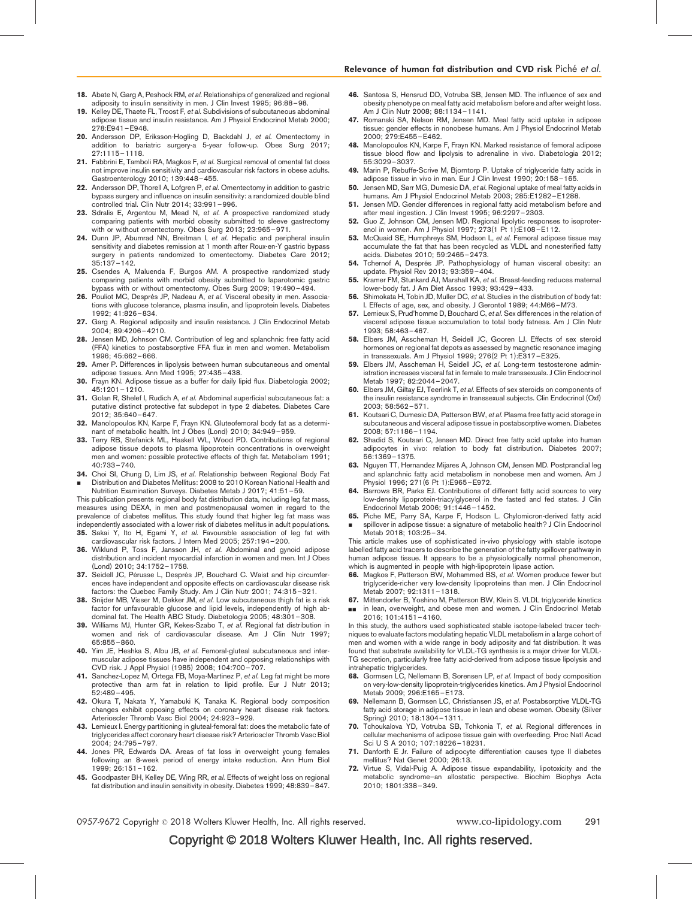18. Abate N, Garg A, Peshock RM, *et al.* Relationships of generalized and regional adiposity to insulin sensitivity in men. J Clin Invest 1995; 96:88–98.
19. Kelley DE, Thaete FL, Troost F, *et al.* Subdivisions of subcutaneous abdominal adipose tissue and insulin resistance. Am J Physiol Endocrinol Metab 2000; 278:E941–E948.
20. Andersson DP, Eriksson-Hogling D, Backdahl J, *et al.* Omentectomy in addition to bariatric surgery-a 5-year follow-up. Obes Surg 2017; 27:1115–1118.
21. Fabbrini E, Tamboli RA, Magkos F, *et al.* Surgical removal of omental fat does not improve insulin sensitivity and cardiovascular risk factors in obese adults. Gastroenterology 2010; 139:448–455.
22. Andersson DP, Thorell A, Lofgren P, *et al.* Omentectomy in addition to gastric bypass surgery and influence on insulin sensitivity: a randomized double blind controlled trial. Clin Nutr 2014; 33:991–996.
23. Sdralis E, Argentou M, Mead N, *et al.* A prospective randomized study comparing patients with morbid obesity submitted to sleeve gastrectomy with or without omentectomy. Obes Surg 2013; 23:965–971.
24. Dunn JP, Abumrad NN, Breitman I, *et al.* Hepatic and peripheral insulin sensitivity and diabetes remission at 1 month after Roux-en-Y gastric bypass surgery in patients randomized to omentectomy. Diabetes Care 2012; 35:137–142.
25. Csendes A, Maluenda F, Burgos AM. A prospective randomized study comparing patients with morbid obesity submitted to laparotomic gastric bypass with or without omentectomy. Obes Surg 2009; 19:490–494.
26. Pouliot MC, Després JP, Nadeau A, *et al.* Visceral obesity in men. Associations with glucose tolerance, plasma insulin, and lipoprotein levels. Diabetes 1992; 41:826–834.
27. Garg A. Regional adiposity and insulin resistance. J Clin Endocrinol Metab 2004; 89:4206–4210.
28. Jensen MD, Johnson CM. Contribution of leg and splanchnic free fatty acid (FFA) kinetics to postabsorptive FFA flux in men and women. Metabolism 1996; 45:662–666.
29. Arner P. Differences in lipolysis between human subcutaneous and omental adipose tissues. Ann Med 1995; 27:435–438.
30. Frayn KN. Adipose tissue as a buffer for daily lipid flux. Diabetologia 2002; 45:1201–1210.
31. Golan R, Shelef I, Rudich A, *et al.* Abdominal superficial subcutaneous fat: a putative distinct protective fat subdepot in type 2 diabetes. Diabetes Care 2012; 35:640–647.
32. Manolopoulos KN, Karpe F, Frayn KN. Gluteofemoral body fat as a determinant of metabolic health. Int J Obes (Lond) 2010; 34:949–959.
33. Terry RB, Stefanick ML, Haskell WL, Wood PD. Contributions of regional adipose tissue depots to plasma lipoprotein concentrations in overweight men and women: possible protective effects of thigh fat. Metabolism 1991; 40:733–740.
34. ▪ Choi SI, Chung D, Lim JS, *et al.* Relationship between Regional Body Fat Distribution and Diabetes Mellitus: 2008 to 2010 Korean National Health and Nutrition Examination Surveys. Diabetes Metab J 2017; 41:51–59.

This publication presents regional body fat distribution data, including leg fat mass, measures using DEXA, in men and postmenopausal women in regard to the prevalence of diabetes mellitus. This study found that higher leg fat mass was independently associated with a lower risk of diabetes mellitus in adult populations.

35. Sakai Y, Ito H, Egami Y, *et al.* Favourable association of leg fat with cardiovascular risk factors. J Intern Med 2005; 257:194–200.
36. Wiklund P, Toss F, Jansson JH, *et al.* Abdominal and gynoid adipose distribution and incident myocardial infarction in women and men. Int J Obes (Lond) 2010; 34:1752–1758.
37. Seidell JC, Pérusse L, Després JP, Bouchard C. Waist and hip circumferences have independent and opposite effects on cardiovascular disease risk factors: the Quebec Family Study. Am J Clin Nutr 2001; 74:315–321.
38. Snijder MB, Visser M, Dekker JM, *et al.* Low subcutaneous thigh fat is a risk factor for unfavourable glucose and lipid levels, independently of high abdominal fat. The Health ABC Study. Diabetologia 2005; 48:301–308.
39. Williams MJ, Hunter GR, Kekes-Szabo T, *et al.* Regional fat distribution in women and risk of cardiovascular disease. Am J Clin Nutr 1997; 65:855–860.
40. Yim JE, Heshka S, Albu JB, *et al.* Femoral-gluteal subcutaneous and intermuscular adipose tissues have independent and opposing relationships with CVD risk. J Appl Physiol (1985) 2008; 104:700–707.
41. Sanchez-Lopez M, Ortega FB, Moya-Martinez P, *et al.* Leg fat might be more protective than arm fat in relation to lipid profile. Eur J Nutr 2013; 52:489–495.
42. Okura T, Nakata Y, Yamabuki K, Tanaka K. Regional body composition changes exhibit opposing effects on coronary heart disease risk factors. Arterioscler Thromb Vasc Biol 2004; 24:923–929.
43. Lemieux I. Energy partitioning in gluteal-femoral fat: does the metabolic fate of triglycerides affect coronary heart disease risk? Arterioscler Thromb Vasc Biol 2004; 24:795–797.
44. Jones PR, Edwards DA. Areas of fat loss in overweight young females following an 8-week period of energy intake reduction. Ann Hum Biol 1999; 26:151–162.
45. Goodpaster BH, Kelley DE, Wing RR, *et al.* Effects of weight loss on regional fat distribution and insulin sensitivity in obesity. Diabetes 1999; 48:839–847.
46. Santosa S, Hensrud DD, Votruba SB, Jensen MD. The influence of sex and obesity phenotype on meal fatty acid metabolism before and after weight loss. Am J Clin Nutr 2008; 88:1134–1141.
47. Romanski SA, Nelson RM, Jensen MD. Meal fatty acid uptake in adipose tissue: gender effects in nonobese humans. Am J Physiol Endocrinol Metab 2000; 279:E455–E462.
48. Manolopoulos KN, Karpe F, Frayn KN. Marked resistance of femoral adipose tissue blood flow and lipolysis to adrenaline in vivo. Diabetologia 2012; 55:3029–3037.
49. Marin P, Rebuffe-Scrive M, Bjorntorp P. Uptake of triglyceride fatty acids in adipose tissue in vivo in man. Eur J Clin Invest 1990; 20:158–165.
50. Jensen MD, Sarr MG, Dumesic DA, *et al.* Regional uptake of meal fatty acids in humans. Am J Physiol Endocrinol Metab 2003; 285:E1282–E1288.
51. Jensen MD. Gender differences in regional fatty acid metabolism before and after meal ingestion. J Clin Invest 1995; 96:2297–2303.
52. Guo Z, Johnson CM, Jensen MD. Regional lipolytic responses to isoproterenol in women. Am J Physiol 1997; 273(1 Pt 1):E108–E112.
53. McQuaid SE, Humphreys SM, Hodson L, *et al.* Femoral adipose tissue may accumulate the fat that has been recycled as VLDL and nonesterified fatty acids. Diabetes 2010; 59:2465–2473.
54. Tchernof A, Després JP. Pathophysiology of human visceral obesity: an update. Physiol Rev 2013; 93:359–404.
55. Kramer FM, Stunkard AJ, Marshall KA, *et al.* Breast-feeding reduces maternal lower-body fat. J Am Diet Assoc 1993; 93:429–433.
56. Shimokata H, Tobin JD, Muller DC, *et al.* Studies in the distribution of body fat: I. Effects of age, sex, and obesity. J Gerontol 1989; 44:M66–M73.
57. Lemieux S, Prud'homme D, Bouchard C, *et al.* Sex differences in the relation of visceral adipose tissue accumulation to total body fatness. Am J Clin Nutr 1993; 58:463–467.
58. Elbers JM, Asscheman H, Seidell JC, Gooren LJ. Effects of sex steroid hormones on regional fat depots as assessed by magnetic resonance imaging in transsexuals. Am J Physiol 1999; 276(2 Pt 1):E317–E325.
59. Elbers JM, Asscheman H, Seidell JC, *et al.* Long-term testosterone administration increases visceral fat in female to male transsexuals. J Clin Endocrinol Metab 1997; 82:2044–2047.
60. Elbers JM, Giltay EJ, Teerlink T, *et al.* Effects of sex steroids on components of the insulin resistance syndrome in transsexual subjects. Clin Endocrinol (Oxf) 2003; 58:562–571.
61. Koutsari C, Dumesic DA, Patterson BW, *et al.* Plasma free fatty acid storage in subcutaneous and visceral adipose tissue in postabsorptive women. Diabetes 2008; 57:1186–1194.
62. Shadid S, Koutsari C, Jensen MD. Direct free fatty acid uptake into human adipocytes in vivo: relation to body fat distribution. Diabetes 2007; 56:1369–1375.
63. Nguyen TT, Hernandez Mijares A, Johnson CM, Jensen MD. Postprandial leg and splanchnic fatty acid metabolism in nonobese men and women. Am J Physiol 1996; 271(6 Pt 1):E965–E972.
64. Barrows BR, Parks EJ. Contributions of different fatty acid sources to very low-density lipoprotein-triacylglycerol in the fasted and fed states. J Clin Endocrinol Metab 2006; 91:1446–1452.
65. ▪ Piche ME, Parry SA, Karpe F, Hodson L. Chylomicron-derived fatty acid spillover in adipose tissue: a signature of metabolic health? J Clin Endocrinol Metab 2018; 103:25–34.

This article makes use of sophisticated in-vivo physiology with stable isotope labelled fatty acid tracers to describe the generation of the fatty spillover pathway in human adipose tissue. It appears to be a physiologically normal phenomenon, which is augmented in people with high-lipoprotein lipase action.

66. Magkos F, Patterson BW, Mohammed BS, *et al.* Women produce fewer but triglyceride-richer very low-density lipoproteins than men. J Clin Endocrinol Metab 2007; 92:1311–1318.
67. ▪▪ Mittendorfer B, Yoshino M, Patterson BW, Klein S. VLDL triglyceride kinetics in lean, overweight, and obese men and women. J Clin Endocrinol Metab 2016; 101:4151–4160.

In this study, the authors used sophisticated stable isotope-labeled tracer techniques to evaluate factors modulating hepatic VLDL metabolism in a large cohort of men and women with a wide range in body adiposity and fat distribution. It was found that substrate availability for VLDL-TG synthesis is a major driver for VLDL-TG secretion, particularly free fatty acid-derived from adipose tissue lipolysis and intrahepatic triglycerides.

68. Gormsen LC, Nellemann B, Sorensen LP, *et al.* Impact of body composition on very-low-density lipoprotein-triglycerides kinetics. Am J Physiol Endocrinol Metab 2009; 296:E165–E173.
69. Nellemann B, Gormsen LC, Christiansen JS, *et al.* Postabsorptive VLDL-TG fatty acid storage in adipose tissue in lean and obese women. Obesity (Silver Spring) 2010; 18:1304–1311.
70. Tchoukalova YD, Votruba SB, Tchkonia T, *et al.* Regional differences in cellular mechanisms of adipose tissue gain with overfeeding. Proc Natl Acad Sci U S A 2010; 107:18226–18231.
71. Danforth E Jr. Failure of adipocyte differentiation causes type II diabetes mellitus? Nat Genet 2000; 26:13.
72. Virtue S, Vidal-Puig A. Adipose tissue expandability, lipotoxicity and the metabolic syndrome–an allostatic perspective. Biochim Biophys Acta 2010; 1801:338–349.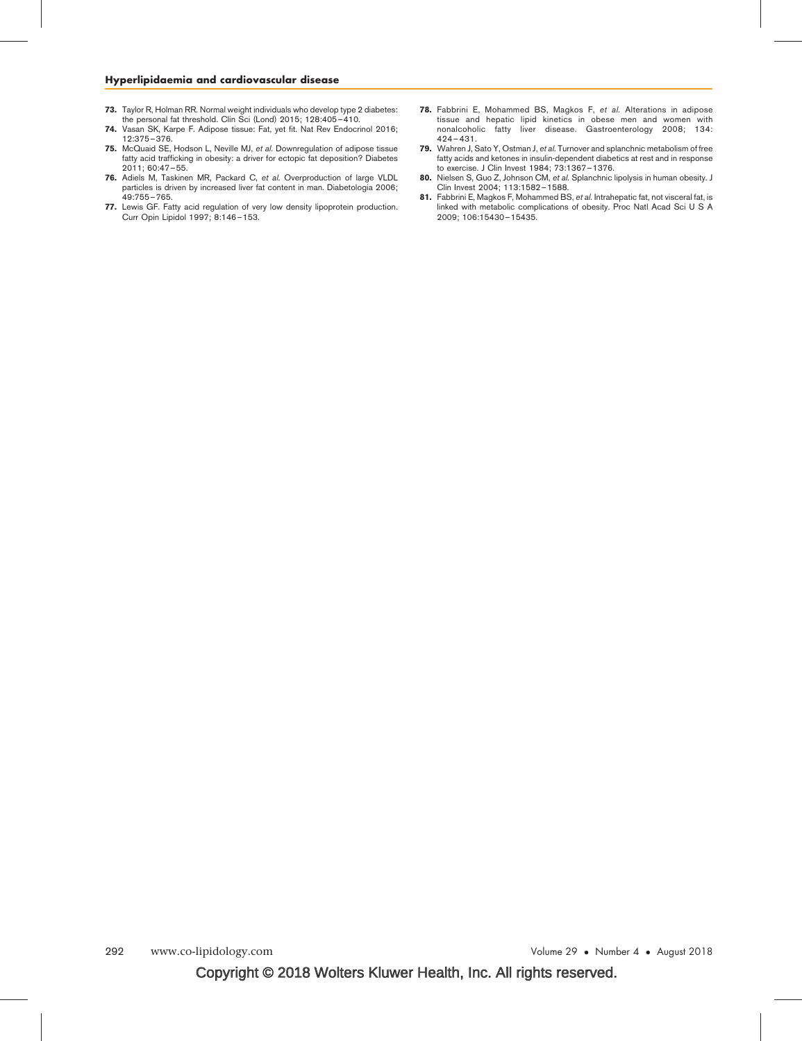73. Taylor R, Holman RR. Normal weight individuals who develop type 2 diabetes: the personal fat threshold. Clin Sci (Lond) 2015; 128:405–410.
74. Vasan SK, Karpe F. Adipose tissue: Fat, yet fit. Nat Rev Endocrinol 2016; 12:375–376.
75. McQuaid SE, Hodson L, Neville MJ, *et al.* Downregulation of adipose tissue fatty acid trafficking in obesity: a driver for ectopic fat deposition? Diabetes 2011; 60:47–55.
76. Adiels M, Taskinen MR, Packard C, *et al.* Overproduction of large VLDL particles is driven by increased liver fat content in man. Diabetologia 2006; 49:755–765.
77. Lewis GF. Fatty acid regulation of very low density lipoprotein production. Curr Opin Lipidol 1997; 8:146–153.
78. Fabbrini E, Mohammed BS, Magkos F, *et al.* Alterations in adipose tissue and hepatic lipid kinetics in obese men and women with nonalcoholic fatty liver disease. Gastroenterology 2008; 134: 424–431.
79. Wahren J, Sato Y, Ostman J, *et al.* Turnover and splanchnic metabolism of free fatty acids and ketones in insulin-dependent diabetics at rest and in response to exercise. J Clin Invest 1984; 73:1367–1376.
80. Nielsen S, Guo Z, Johnson CM, *et al.* Splanchnic lipolysis in human obesity. J Clin Invest 2004; 113:1582–1588.
81. Fabbrini E, Magkos F, Mohammed BS, *et al.* Intrahepatic fat, not visceral fat, is linked with metabolic complications of obesity. Proc Natl Acad Sci U S A 2009; 106:15430–15435.

Copyright © 2018 Wolters Kluwer Health, Inc. All rights reserved.